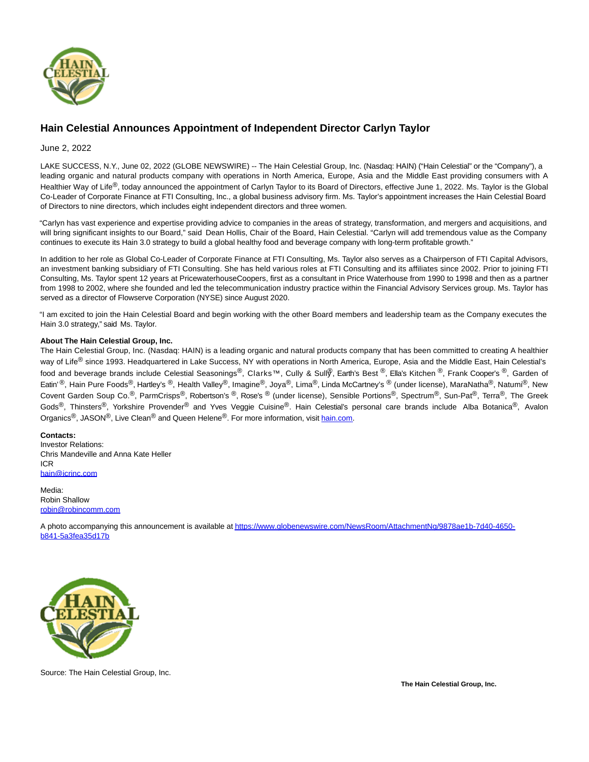# Hain Celestial Announces Appointment of Independent Director Carlyn Taylor

June 2, 2022

LAKE SUCCESS, N.Y., June 02, 2022 (GLOBE NEWSWIRE) -- The Hain Celestial Group, Inc. (Nasdaq: HAIN) ("Hain Celestial" or the "Company"), a leading organic and natural products company with operations in North America, Europe, Asia and the Middle East providing consumers with A Healthier Way of Life®, today announced the appointment of Carlyn Taylor to its Board of Directors, effective June 1, 2022. Ms. Taylor is the Global Co-Leader of Corporate Finance at FTI Consulting, Inc., a global business advisory firm. Ms. Taylor's appointment increases the Hain Celestial Board of Directors to nine directors, which includes eight independent directors and three women.

"Carlyn has vast experience and expertise providing advice to companies in the areas of strategy, transformation, and mergers and acquisitions, and will bring significant insights to our Board," said Dean Hollis, Chair of the Board, Hain Celestial. "Carlyn will add tremendous value as the Company continues to execute its Hain 3.0 strategy to build a global healthy food and beverage company with long-term profitable growth."

In addition to her role as Global Co-Leader of Corporate Finance at FTI Consulting, Ms. Taylor also serves as a Chairperson of FTI Capital Advisors, an investment banking subsidiary of FTI Consulting. She has held various roles at FTI Consulting and its affiliates since 2002. Prior to joining FTI Consulting, Ms. Taylor spent 12 years at PricewaterhouseCoopers, first as a consultant in Price Waterhouse from 1990 to 1998 and then as a partner from 1998 to 2002, where she founded and led the telecommunication industry practice within the Financial Advisory Services group. Ms. Taylor has served as a director of Flowserve Corporation (NYSE) since August 2020.

"I am excited to join the Hain Celestial Board and begin working with the other Board members and leadership team as the Company executes the Hain 3.0 strategy," said Ms. Taylor.

**About The Hain Celestial Group, Inc.**

The Hain Celestial Group, Inc. (Nasdaq: HAIN) is a leading organic and natural products company that has been committed to creating A healthier way of Life® since 1993. Headquartered in Lake Success, NY with operations in North America, Europe, Asia and the Middle East, Hain Celestial's food and beverage brands include Celestial Seasonings®, Clarks™, Cully & Sully®, Earth's Best ®, Ella's Kitchen ®, Frank Cooper's ®, Garden of Eatin' ®, Hain Pure Foods®, Hartley's ®, Health Valley®, Imagine®, Joya®, Lima®, Linda McCartney's ® (under license), MaraNatha®, Natumi®, New Covent Garden Soup Co.®, ParmCrisps®, Robertson's ®, Rose's ® (under license), Sensible Portions®, Spectrum®, Sun-Pat®, Terra®, The Greek Gods®, Thinsters®, Yorkshire Provender® and Yves Veggie Cuisine®. Hain Celestial's personal care brands include Alba Botanica®, Avalon Organics®, JASON®, Live Clean® and Queen Helene®. For more information, visit hain.com.

**Contacts:**

Investor Relations:
Chris Mandeville and Anna Kate Heller
ICR
hain@icrinc.com

Media:
Robin Shallow
robin@robincomm.com

A photo accompanying this announcement is available at https://www.globenewswire.com/NewsRoom/AttachmentNg/9878ae1b-7d40-4650-b841-5a3fea35d17b

Source: The Hain Celestial Group, Inc.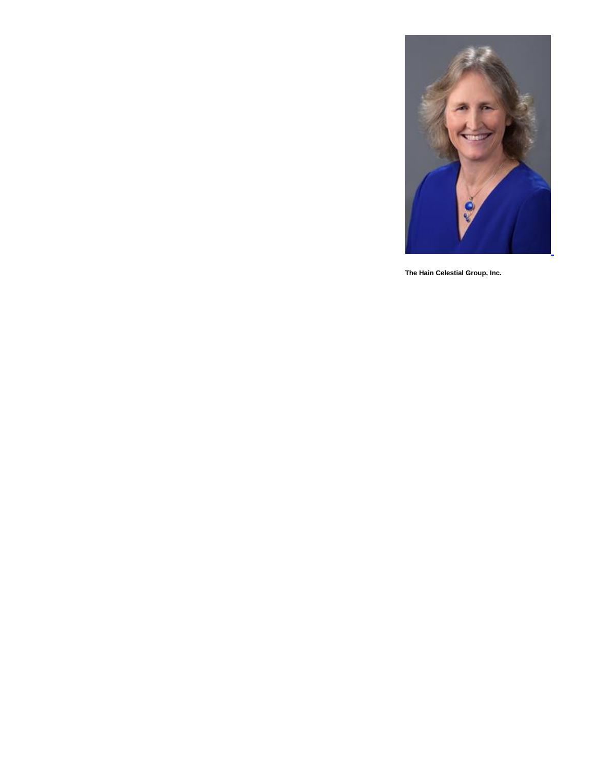**The Hain Celestial Group, Inc.**